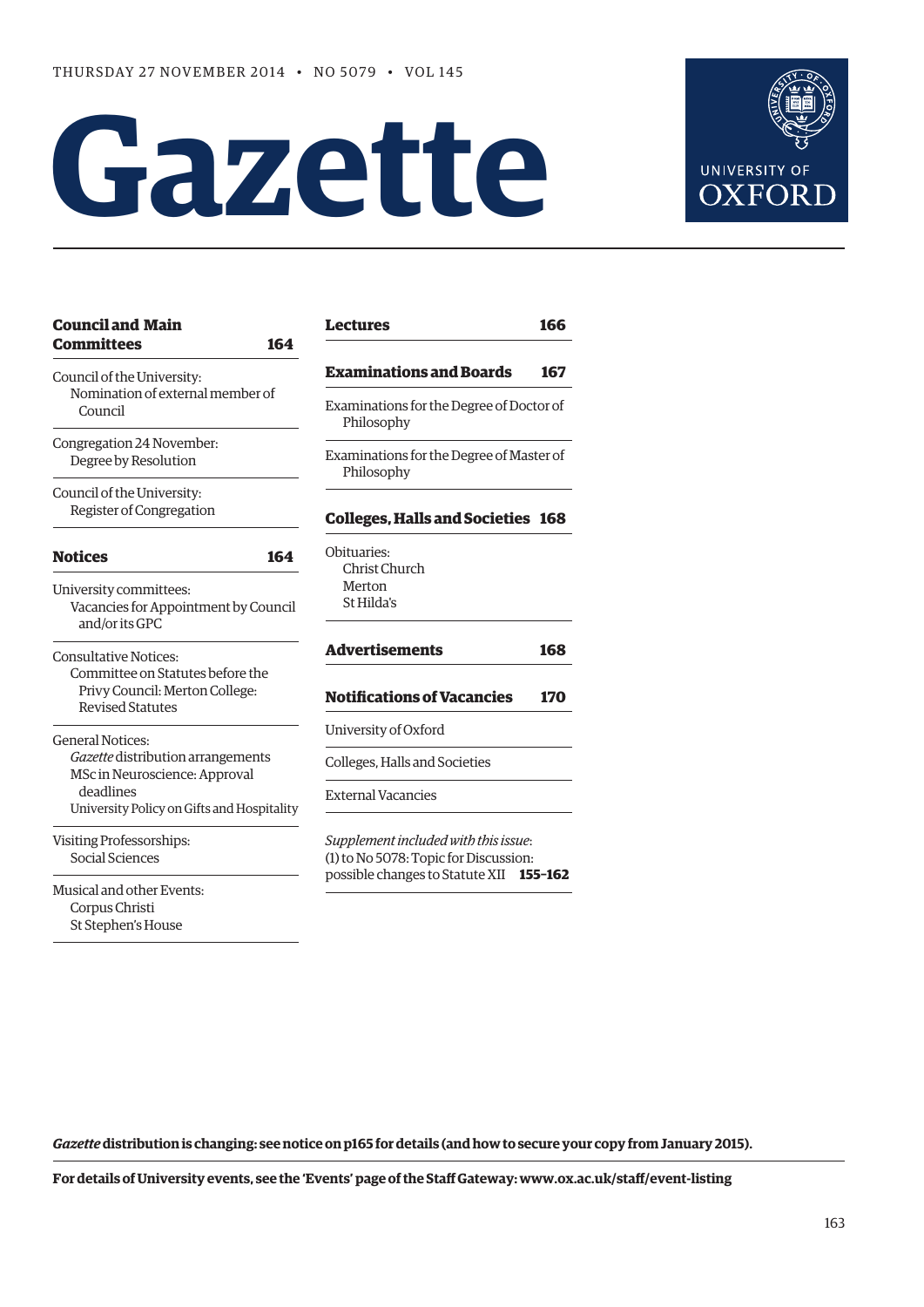THURSDAY 27 NOVEMBER 2014 • NO 5079 • VOL 145

# Gazette

UNIVERSITY OF OXFORD

**Council and Main Committees** **164**

Council of the University:
Nomination of external member of Council

Congregation 24 November:
Degree by Resolution

Council of the University:
Register of Congregation

**Notices** **164**

University committees:
Vacancies for Appointment by Council and/or its GPC

Consultative Notices:
Committee on Statutes before the Privy Council: Merton College: Revised Statutes

General Notices:
*Gazette* distribution arrangements
MSc in Neuroscience: Approval deadlines
University Policy on Gifts and Hospitality

Visiting Professorships:
Social Sciences

Musical and other Events:
Corpus Christi
St Stephen's House

**Lectures** **166**

**Examinations and Boards** **167**

Examinations for the Degree of Doctor of Philosophy

Examinations for the Degree of Master of Philosophy

**Colleges, Halls and Societies** **168**

Obituaries:
Christ Church
Merton
St Hilda's

**Advertisements** **168**

**Notifications of Vacancies** **170**

University of Oxford

Colleges, Halls and Societies

External Vacancies

*Supplement included with this issue*:
(1) to No 5078: Topic for Discussion: possible changes to Statute XII **155–162**

***Gazette* distribution is changing: see notice on p165 for details (and how to secure your copy from January 2015).**

**For details of University events, see the 'Events' page of the Staff Gateway: www.ox.ac.uk/staff/event-listing**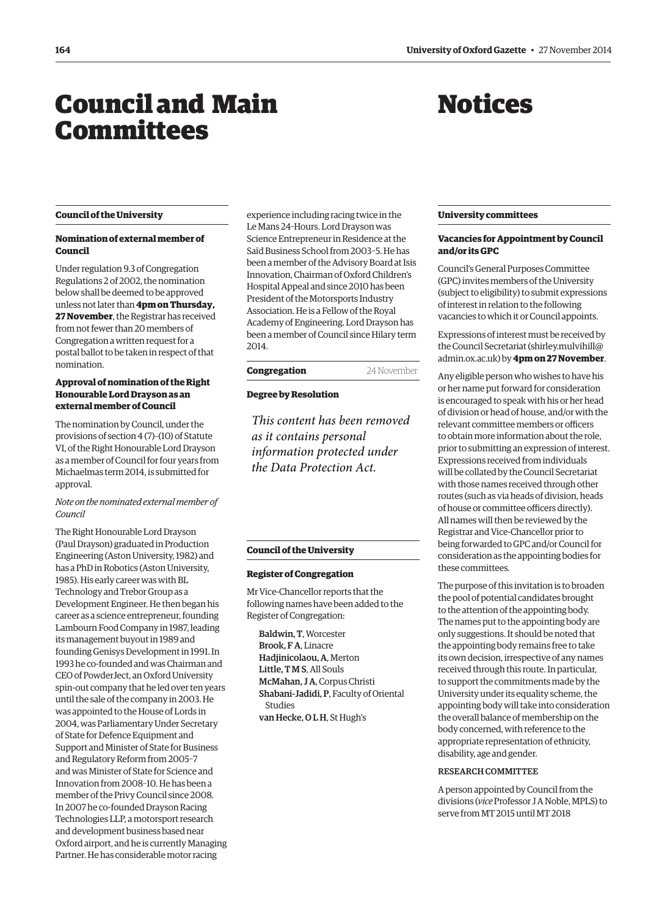# Council and Main Committees

## Council of the University

### Nomination of external member of Council

Under regulation 9.3 of Congregation Regulations 2 of 2002, the nomination below shall be deemed to be approved unless not later than **4pm on Thursday, 27 November**, the Registrar has received from not fewer than 20 members of Congregation a written request for a postal ballot to be taken in respect of that nomination.

### Approval of nomination of the Right Honourable Lord Drayson as an external member of Council

The nomination by Council, under the provisions of section 4 (7)–(10) of Statute VI, of the Right Honourable Lord Drayson as a member of Council for four years from Michaelmas term 2014, is submitted for approval.

*Note on the nominated external member of Council*

The Right Honourable Lord Drayson (Paul Drayson) graduated in Production Engineering (Aston University, 1982) and has a PhD in Robotics (Aston University, 1985). His early career was with BL Technology and Trebor Group as a Development Engineer. He then began his career as a science entrepreneur, founding Lambourn Food Company in 1987, leading its management buyout in 1989 and founding Genisys Development in 1991. In 1993 he co-founded and was Chairman and CEO of PowderJect, an Oxford University spin-out company that he led over ten years until the sale of the company in 2003. He was appointed to the House of Lords in 2004, was Parliamentary Under Secretary of State for Defence Equipment and Support and Minister of State for Business and Regulatory Reform from 2005–7 and was Minister of State for Science and Innovation from 2008–10. He has been a member of the Privy Council since 2008. In 2007 he co-founded Drayson Racing Technologies LLP, a motorsport research and development business based near Oxford airport, and he is currently Managing Partner. He has considerable motor racing experience including racing twice in the Le Mans 24-Hours. Lord Drayson was Science Entrepreneur in Residence at the Saïd Business School from 2003–5. He has been a member of the Advisory Board at Isis Innovation, Chairman of Oxford Children's Hospital Appeal and since 2010 has been President of the Motorsports Industry Association. He is a Fellow of the Royal Academy of Engineering. Lord Drayson has been a member of Council since Hilary term 2014.

## Congregation 24 November

### Degree by Resolution

*This content has been removed as it contains personal information protected under the Data Protection Act.*

## Council of the University

### Register of Congregation

Mr Vice-Chancellor reports that the following names have been added to the Register of Congregation:

**Baldwin, T**, Worcester
**Brook, F A**, Linacre
**Hadjinicolaou, A**, Merton
**Little, T M S**, All Souls
**McMahan, J A**, Corpus Christi
**Shabani-Jadidi, P**, Faculty of Oriental Studies
**van Hecke, O L H**, St Hugh's

# Notices

## University committees

### Vacancies for Appointment by Council and/or its GPC

Council's General Purposes Committee (GPC) invites members of the University (subject to eligibility) to submit expressions of interest in relation to the following vacancies to which it or Council appoints.

Expressions of interest must be received by the Council Secretariat (shirley.mulvihill@admin.ox.ac.uk) by **4pm on 27 November**.

Any eligible person who wishes to have his or her name put forward for consideration is encouraged to speak with his or her head of division or head of house, and/or with the relevant committee members or officers to obtain more information about the role, prior to submitting an expression of interest. Expressions received from individuals will be collated by the Council Secretariat with those names received through other routes (such as via heads of division, heads of house or committee officers directly). All names will then be reviewed by the Registrar and Vice-Chancellor prior to being forwarded to GPC and/or Council for consideration as the appointing bodies for these committees.

The purpose of this invitation is to broaden the pool of potential candidates brought to the attention of the appointing body. The names put to the appointing body are only suggestions. It should be noted that the appointing body remains free to take its own decision, irrespective of any names received through this route. In particular, to support the commitments made by the University under its equality scheme, the appointing body will take into consideration the overall balance of membership on the body concerned, with reference to the appropriate representation of ethnicity, disability, age and gender.

RESEARCH COMMITTEE

A person appointed by Council from the divisions (*vice* Professor J A Noble, MPLS) to serve from MT 2015 until MT 2018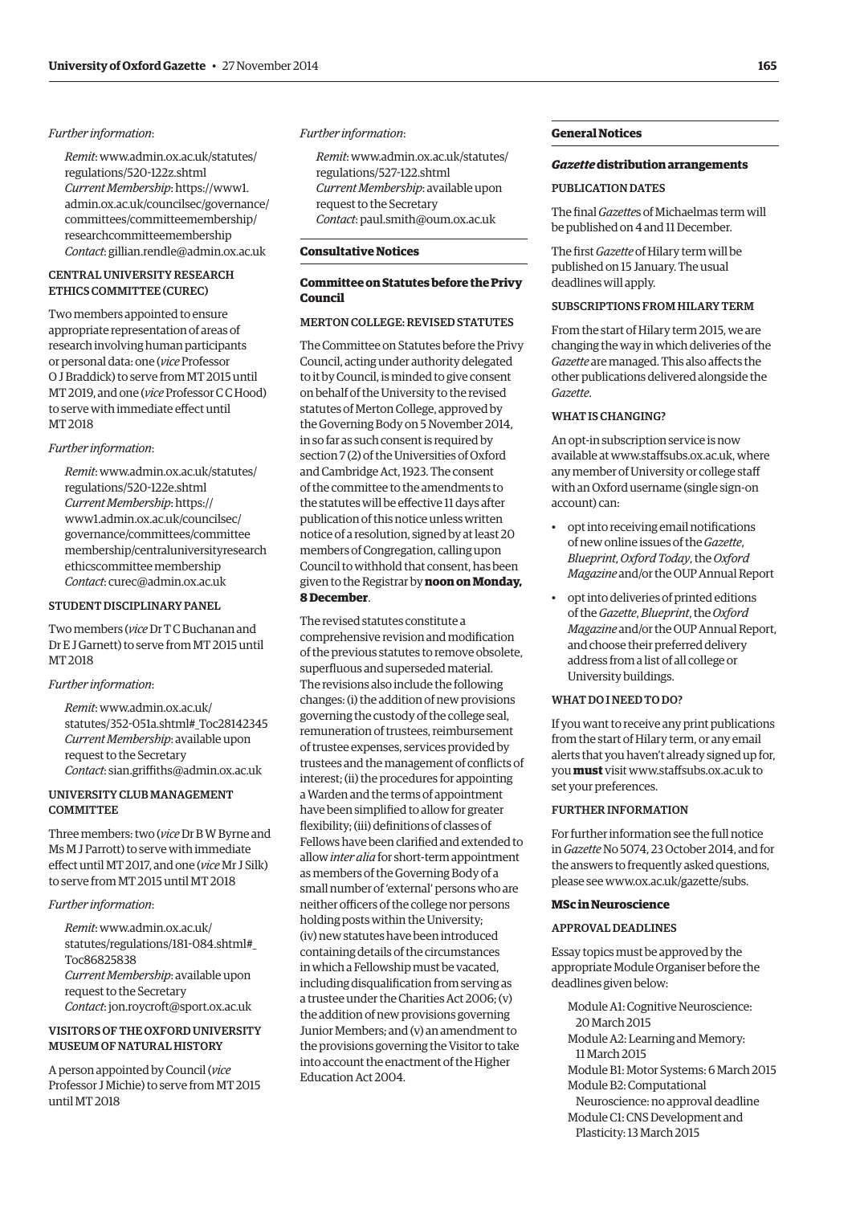*Further information*:

*Remit*: www.admin.ox.ac.uk/statutes/regulations/520-122z.shtml
*Current Membership*: https://www1.admin.ox.ac.uk/councilsec/governance/committees/committeemembership/researchcommitteemembership
*Contact*: gillian.rendle@admin.ox.ac.uk

#### CENTRAL UNIVERSITY RESEARCH ETHICS COMMITTEE (CUREC)

Two members appointed to ensure appropriate representation of areas of research involving human participants or personal data: one (*vice* Professor O J Braddick) to serve from MT 2015 until MT 2019, and one (*vice* Professor C C Hood) to serve with immediate effect until MT 2018

*Further information*:

*Remit*: www.admin.ox.ac.uk/statutes/regulations/520-122e.shtml
*Current Membership*: https://www1.admin.ox.ac.uk/councilsec/governance/committees/committeemembership/centraluniversityresearchethicscommittee membership
*Contact*: curec@admin.ox.ac.uk

#### STUDENT DISCIPLINARY PANEL

Two members (*vice* Dr T C Buchanan and Dr E J Garnett) to serve from MT 2015 until MT 2018

*Further information*:

*Remit*: www.admin.ox.ac.uk/statutes/352-051a.shtml#_Toc28142345
*Current Membership*: available upon request to the Secretary
*Contact*: sian.griffiths@admin.ox.ac.uk

#### UNIVERSITY CLUB MANAGEMENT COMMITTEE

Three members: two (*vice* Dr B W Byrne and Ms M J Parrott) to serve with immediate effect until MT 2017, and one (*vice* Mr J Silk) to serve from MT 2015 until MT 2018

*Further information*:

*Remit*: www.admin.ox.ac.uk/statutes/regulations/181-084.shtml#_Toc86825838
*Current Membership*: available upon request to the Secretary
*Contact*: jon.roycroft@sport.ox.ac.uk

#### VISITORS OF THE OXFORD UNIVERSITY MUSEUM OF NATURAL HISTORY

A person appointed by Council (*vice* Professor J Michie) to serve from MT 2015 until MT 2018

*Further information*:

*Remit*: www.admin.ox.ac.uk/statutes/regulations/527-122.shtml
*Current Membership*: available upon request to the Secretary
*Contact*: paul.smith@oum.ox.ac.uk

## Consultative Notices

### Committee on Statutes before the Privy Council

#### MERTON COLLEGE: REVISED STATUTES

The Committee on Statutes before the Privy Council, acting under authority delegated to it by Council, is minded to give consent on behalf of the University to the revised statutes of Merton College, approved by the Governing Body on 5 November 2014, in so far as such consent is required by section 7 (2) of the Universities of Oxford and Cambridge Act, 1923. The consent of the committee to the amendments to the statutes will be effective 11 days after publication of this notice unless written notice of a resolution, signed by at least 20 members of Congregation, calling upon Council to withhold that consent, has been given to the Registrar by **noon on Monday, 8 December**.

The revised statutes constitute a comprehensive revision and modification of the previous statutes to remove obsolete, superfluous and superseded material. The revisions also include the following changes: (i) the addition of new provisions governing the custody of the college seal, remuneration of trustees, reimbursement of trustee expenses, services provided by trustees and the management of conflicts of interest; (ii) the procedures for appointing a Warden and the terms of appointment have been simplified to allow for greater flexibility; (iii) definitions of classes of Fellows have been clarified and extended to allow *inter alia* for short-term appointment as members of the Governing Body of a small number of 'external' persons who are neither officers of the college nor persons holding posts within the University; (iv) new statutes have been introduced containing details of the circumstances in which a Fellowship must be vacated, including disqualification from serving as a trustee under the Charities Act 2006; (v) the addition of new provisions governing Junior Members; and (v) an amendment to the provisions governing the Visitor to take into account the enactment of the Higher Education Act 2004.

## General Notices

### *Gazette* distribution arrangements

#### PUBLICATION DATES

The final *Gazette*s of Michaelmas term will be published on 4 and 11 December.

The first *Gazette* of Hilary term will be published on 15 January. The usual deadlines will apply.

#### SUBSCRIPTIONS FROM HILARY TERM

From the start of Hilary term 2015, we are changing the way in which deliveries of the *Gazette* are managed. This also affects the other publications delivered alongside the *Gazette*.

#### WHAT IS CHANGING?

An opt-in subscription service is now available at www.staffsubs.ox.ac.uk, where any member of University or college staff with an Oxford username (single sign-on account) can:

- opt into receiving email notifications of new online issues of the *Gazette*, *Blueprint*, *Oxford Today*, the *Oxford Magazine* and/or the OUP Annual Report
- opt into deliveries of printed editions of the *Gazette*, *Blueprint*, the *Oxford Magazine* and/or the OUP Annual Report, and choose their preferred delivery address from a list of all college or University buildings.

#### WHAT DO I NEED TO DO?

If you want to receive any print publications from the start of Hilary term, or any email alerts that you haven't already signed up for, you **must** visit www.staffsubs.ox.ac.uk to set your preferences.

#### FURTHER INFORMATION

For further information see the full notice in *Gazette* No 5074, 23 October 2014, and for the answers to frequently asked questions, please see www.ox.ac.uk/gazette/subs.

### MSc in Neuroscience

#### APPROVAL DEADLINES

Essay topics must be approved by the appropriate Module Organiser before the deadlines given below:

Module A1: Cognitive Neuroscience: 20 March 2015
Module A2: Learning and Memory: 11 March 2015
Module B1: Motor Systems: 6 March 2015
Module B2: Computational Neuroscience: no approval deadline
Module C1: CNS Development and Plasticity: 13 March 2015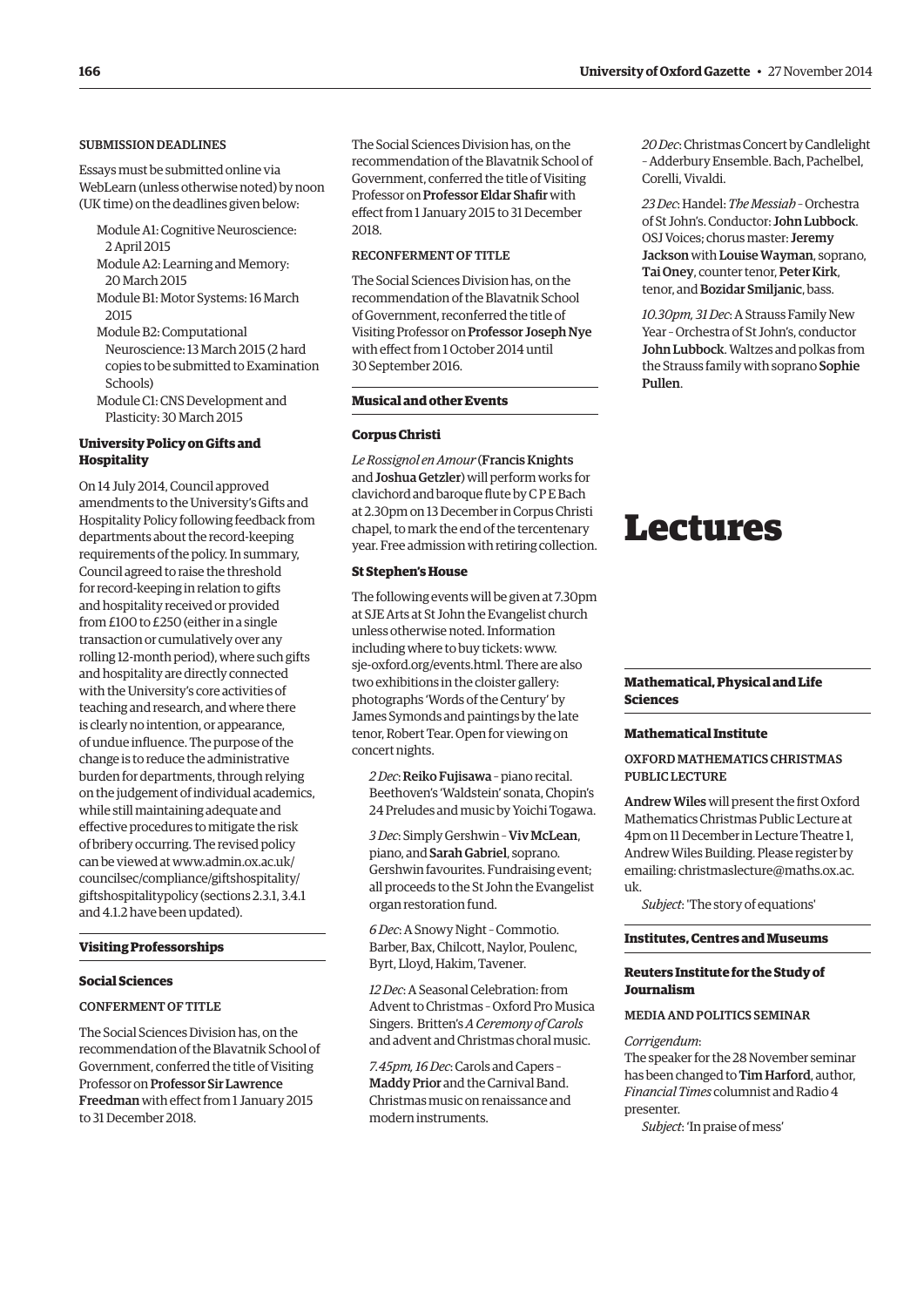#### SUBMISSION DEADLINES

Essays must be submitted online via WebLearn (unless otherwise noted) by noon (UK time) on the deadlines given below:

Module A1: Cognitive Neuroscience: 2 April 2015
Module A2: Learning and Memory: 20 March 2015
Module B1: Motor Systems: 16 March 2015
Module B2: Computational Neuroscience: 13 March 2015 (2 hard copies to be submitted to Examination Schools)
Module C1: CNS Development and Plasticity: 30 March 2015

### University Policy on Gifts and Hospitality

On 14 July 2014, Council approved amendments to the University's Gifts and Hospitality Policy following feedback from departments about the record-keeping requirements of the policy. In summary, Council agreed to raise the threshold for record-keeping in relation to gifts and hospitality received or provided from £100 to £250 (either in a single transaction or cumulatively over any rolling 12-month period), where such gifts and hospitality are directly connected with the University's core activities of teaching and research, and where there is clearly no intention, or appearance, of undue influence. The purpose of the change is to reduce the administrative burden for departments, through relying on the judgement of individual academics, while still maintaining adequate and effective procedures to mitigate the risk of bribery occurring. The revised policy can be viewed at www.admin.ox.ac.uk/councilsec/compliance/giftshospitality/giftshospitalitypolicy (sections 2.3.1, 3.4.1 and 4.1.2 have been updated).

## Visiting Professorships

### Social Sciences

#### CONFERMENT OF TITLE

The Social Sciences Division has, on the recommendation of the Blavatnik School of Government, conferred the title of Visiting Professor on **Professor Sir Lawrence Freedman** with effect from 1 January 2015 to 31 December 2018.

The Social Sciences Division has, on the recommendation of the Blavatnik School of Government, conferred the title of Visiting Professor on **Professor Eldar Shafir** with effect from 1 January 2015 to 31 December 2018.

#### RECONFERMENT OF TITLE

The Social Sciences Division has, on the recommendation of the Blavatnik School of Government, reconferred the title of Visiting Professor on **Professor Joseph Nye** with effect from 1 October 2014 until 30 September 2016.

## Musical and other Events

### Corpus Christi

*Le Rossignol en Amour* (**Francis Knights** and **Joshua Getzler**) will perform works for clavichord and baroque flute by C P E Bach at 2.30pm on 13 December in Corpus Christi chapel, to mark the end of the tercentenary year. Free admission with retiring collection.

### St Stephen's House

The following events will be given at 7.30pm at SJE Arts at St John the Evangelist church unless otherwise noted. Information including where to buy tickets: www.sje-oxford.org/events.html. There are also two exhibitions in the cloister gallery: photographs 'Words of the Century' by James Symonds and paintings by the late tenor, Robert Tear. Open for viewing on concert nights.

*2 Dec*: **Reiko Fujisawa** – piano recital. Beethoven's 'Waldstein' sonata, Chopin's 24 Preludes and music by Yoichi Togawa.

*3 Dec*: Simply Gershwin – **Viv McLean**, piano, and **Sarah Gabriel**, soprano. Gershwin favourites. Fundraising event; all proceeds to the St John the Evangelist organ restoration fund.

*6 Dec*: A Snowy Night – Commotio. Barber, Bax, Chilcott, Naylor, Poulenc, Byrt, Lloyd, Hakim, Tavener.

*12 Dec*: A Seasonal Celebration: from Advent to Christmas – Oxford Pro Musica Singers. Britten's *A Ceremony of Carols* and advent and Christmas choral music.

*7.45pm, 16 Dec*: Carols and Capers – **Maddy Prior** and the Carnival Band. Christmas music on renaissance and modern instruments.

*20 Dec*: Christmas Concert by Candlelight – Adderbury Ensemble. Bach, Pachelbel, Corelli, Vivaldi.

*23 Dec*: Handel: *The Messiah* – Orchestra of St John's. Conductor: **John Lubbock**. OSJ Voices; chorus master: **Jeremy Jackson** with **Louise Wayman**, soprano, **Tai Oney**, counter tenor, **Peter Kirk**, tenor, and **Bozidar Smiljanic**, bass.

*10.30pm, 31 Dec*: A Strauss Family New Year – Orchestra of St John's, conductor **John Lubbock**. Waltzes and polkas from the Strauss family with soprano **Sophie Pullen**.

# Lectures

## Mathematical, Physical and Life Sciences

### Mathematical Institute

#### OXFORD MATHEMATICS CHRISTMAS PUBLIC LECTURE

**Andrew Wiles** will present the first Oxford Mathematics Christmas Public Lecture at 4pm on 11 December in Lecture Theatre 1, Andrew Wiles Building. Please register by emailing: christmaslecture@maths.ox.ac.uk.

*Subject*: 'The story of equations'

## Institutes, Centres and Museums

### Reuters Institute for the Study of Journalism

#### MEDIA AND POLITICS SEMINAR

*Corrigendum*:
The speaker for the 28 November seminar has been changed to **Tim Harford**, author, *Financial Times* columnist and Radio 4 presenter.

*Subject*: 'In praise of mess'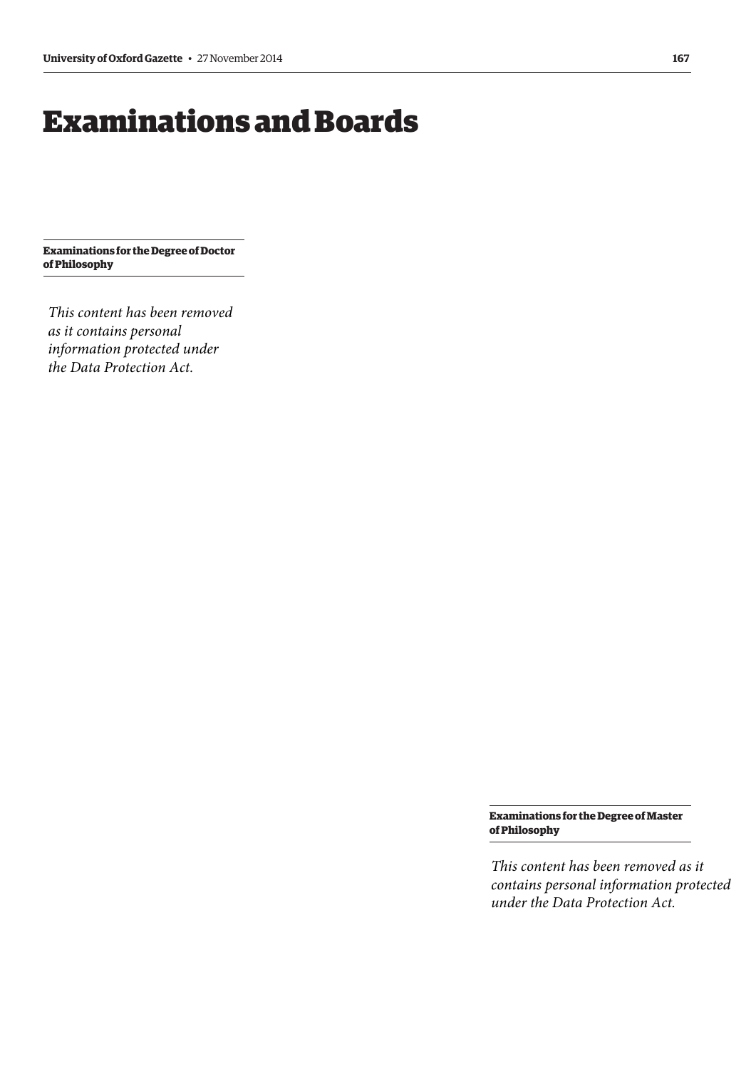# Examinations and Boards

### Examinations for the Degree of Doctor of Philosophy

*This content has been removed as it contains personal information protected under the Data Protection Act.*

### Examinations for the Degree of Master of Philosophy

*This content has been removed as it contains personal information protected under the Data Protection Act.*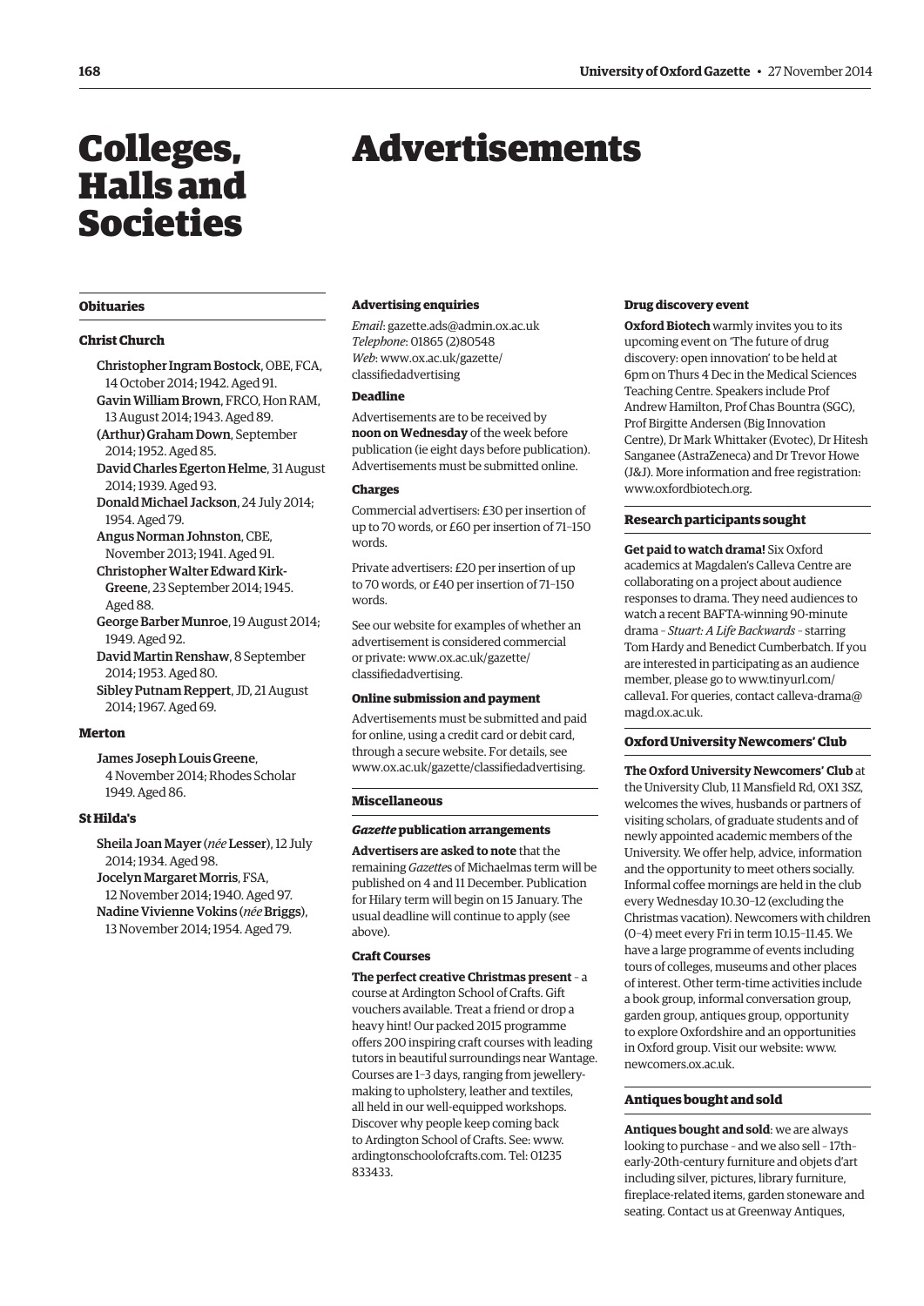# Colleges, Halls and Societies

## Obituaries

### Christ Church

**Christopher Ingram Bostock**, OBE, FCA, 14 October 2014; 1942. Aged 91.

**Gavin William Brown**, FRCO, Hon RAM, 13 August 2014; 1943. Aged 89.

**(Arthur) Graham Down**, September 2014; 1952. Aged 85.

**David Charles Egerton Helme**, 31 August 2014; 1939. Aged 93.

**Donald Michael Jackson**, 24 July 2014; 1954. Aged 79.

**Angus Norman Johnston**, CBE, November 2013; 1941. Aged 91.

**Christopher Walter Edward Kirk-Greene**, 23 September 2014; 1945. Aged 88.

**George Barber Munroe**, 19 August 2014; 1949. Aged 92.

**David Martin Renshaw**, 8 September 2014; 1953. Aged 80.

**Sibley Putnam Reppert**, JD, 21 August 2014; 1967. Aged 69.

### Merton

**James Joseph Louis Greene**, 4 November 2014; Rhodes Scholar 1949. Aged 86.

### St Hilda's

**Sheila Joan Mayer** (*née* **Lesser**), 12 July 2014; 1934. Aged 98.

**Jocelyn Margaret Morris**, FSA, 12 November 2014; 1940. Aged 97.

**Nadine Vivienne Vokins** (*née* **Briggs**), 13 November 2014; 1954. Aged 79.

# Advertisements

### Advertising enquiries

*Email*: gazette.ads@admin.ox.ac.uk
*Telephone*: 01865 (2)80548
*Web*: www.ox.ac.uk/gazette/classifiedadvertising

### Deadline

Advertisements are to be received by **noon on Wednesday** of the week before publication (ie eight days before publication). Advertisements must be submitted online.

### Charges

Commercial advertisers: £30 per insertion of up to 70 words, or £60 per insertion of 71–150 words.

Private advertisers: £20 per insertion of up to 70 words, or £40 per insertion of 71–150 words.

See our website for examples of whether an advertisement is considered commercial or private: www.ox.ac.uk/gazette/classifiedadvertising.

### Online submission and payment

Advertisements must be submitted and paid for online, using a credit card or debit card, through a secure website. For details, see www.ox.ac.uk/gazette/classifiedadvertising.

## Miscellaneous

### *Gazette* publication arrangements

**Advertisers are asked to note** that the remaining *Gazette*s of Michaelmas term will be published on 4 and 11 December. Publication for Hilary term will begin on 15 January. The usual deadline will continue to apply (see above).

### Craft Courses

**The perfect creative Christmas present** – a course at Ardington School of Crafts. Gift vouchers available. Treat a friend or drop a heavy hint! Our packed 2015 programme offers 200 inspiring craft courses with leading tutors in beautiful surroundings near Wantage. Courses are 1–3 days, ranging from jewellery-making to upholstery, leather and textiles, all held in our well-equipped workshops. Discover why people keep coming back to Ardington School of Crafts. See: www.ardingtonschoolofcrafts.com. Tel: 01235 833433.

### Drug discovery event

**Oxford Biotech** warmly invites you to its upcoming event on 'The future of drug discovery: open innovation' to be held at 6pm on Thurs 4 Dec in the Medical Sciences Teaching Centre. Speakers include Prof Andrew Hamilton, Prof Chas Bountra (SGC), Prof Birgitte Andersen (Big Innovation Centre), Dr Mark Whittaker (Evotec), Dr Hitesh Sanganee (AstraZeneca) and Dr Trevor Howe (J&J). More information and free registration: www.oxfordbiotech.org.

## Research participants sought

**Get paid to watch drama!** Six Oxford academics at Magdalen's Calleva Centre are collaborating on a project about audience responses to drama. They need audiences to watch a recent BAFTA-winning 90-minute drama – *Stuart: A Life Backwards* – starring Tom Hardy and Benedict Cumberbatch. If you are interested in participating as an audience member, please go to www.tinyurl.com/calleva1. For queries, contact calleva-drama@magd.ox.ac.uk.

## Oxford University Newcomers' Club

**The Oxford University Newcomers' Club** at the University Club, 11 Mansfield Rd, OX1 3SZ, welcomes the wives, husbands or partners of visiting scholars, of graduate students and of newly appointed academic members of the University. We offer help, advice, information and the opportunity to meet others socially. Informal coffee mornings are held in the club every Wednesday 10.30–12 (excluding the Christmas vacation). Newcomers with children (0–4) meet every Fri in term 10.15–11.45. We have a large programme of events including tours of colleges, museums and other places of interest. Other term-time activities include a book group, informal conversation group, garden group, antiques group, opportunity to explore Oxfordshire and an opportunities in Oxford group. Visit our website: www.newcomers.ox.ac.uk.

## Antiques bought and sold

**Antiques bought and sold**: we are always looking to purchase – and we also sell – 17th–early-20th-century furniture and objets d'art including silver, pictures, library furniture, fireplace-related items, garden stoneware and seating. Contact us at Greenway Antiques,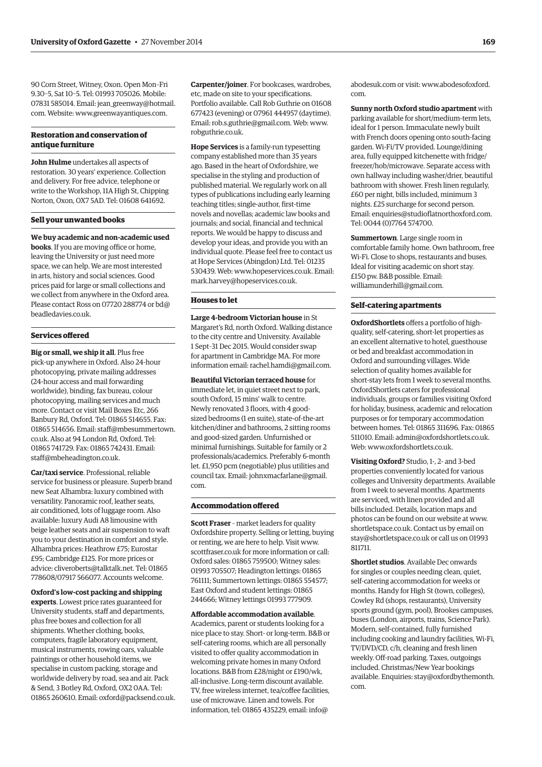90 Corn Street, Witney, Oxon. Open Mon–Fri 9.30–5, Sat 10–5. Tel: 01993 705026. Mobile: 07831 585014. Email: jean_greenway@hotmail.com. Website: www.greenwayantiques.com.

### Restoration and conservation of antique furniture

**John Hulme** undertakes all aspects of restoration. 30 years' experience. Collection and delivery. For free advice, telephone or write to the Workshop, 11A High St, Chipping Norton, Oxon, OX7 5AD. Tel: 01608 641692.

### Sell your unwanted books

**We buy academic and non-academic used books**. If you are moving office or home, leaving the University or just need more space, we can help. We are most interested in arts, history and social sciences. Good prices paid for large or small collections and we collect from anywhere in the Oxford area. Please contact Ross on 07720 288774 or bd@beadledavies.co.uk.

### Services offered

**Big or small, we ship it all**. Plus free pick-up anywhere in Oxford. Also 24-hour photocopying, private mailing addresses (24-hour access and mail forwarding worldwide), binding, fax bureau, colour photocopying, mailing services and much more. Contact or visit Mail Boxes Etc, 266 Banbury Rd, Oxford. Tel: 01865 514655. Fax: 01865 514656. Email: staff@mbesummertown.co.uk. Also at 94 London Rd, Oxford. Tel: 01865 741729. Fax: 01865 742431. Email: staff@mbeheadington.co.uk.

**Car/taxi service**. Professional, reliable service for business or pleasure. Superb brand new Seat Alhambra: luxury combined with versatility. Panoramic roof, leather seats, air conditioned, lots of luggage room. Also available: luxury Audi A8 limousine with beige leather seats and air suspension to waft you to your destination in comfort and style. Alhambra prices: Heathrow £75; Eurostar £95; Cambridge £125. For more prices or advice: cliveroberts@talktalk.net. Tel: 01865 778608/07917 566077. Accounts welcome.

**Oxford's low-cost packing and shipping experts**. Lowest price rates guaranteed for University students, staff and departments, plus free boxes and collection for all shipments. Whether clothing, books, computers, fragile laboratory equipment, musical instruments, rowing oars, valuable paintings or other household items, we specialise in custom packing, storage and worldwide delivery by road, sea and air. Pack & Send, 3 Botley Rd, Oxford, OX2 0AA. Tel: 01865 260610. Email: oxford@packsend.co.uk.

**Carpenter/joiner**. For bookcases, wardrobes, etc, made on site to your specifications. Portfolio available. Call Rob Guthrie on 01608 677423 (evening) or 07961 444957 (daytime). Email: rob.s.guthrie@gmail.com. Web: www.robguthrie.co.uk.

**Hope Services** is a family-run typesetting company established more than 35 years ago. Based in the heart of Oxfordshire, we specialise in the styling and production of published material. We regularly work on all types of publications including early learning teaching titles; single-author, first-time novels and novellas; academic law books and journals; and social, financial and technical reports. We would be happy to discuss and develop your ideas, and provide you with an individual quote. Please feel free to contact us at Hope Services (Abingdon) Ltd. Tel: 01235 530439. Web: www.hopeservices.co.uk. Email: mark.harvey@hopeservices.co.uk.

### Houses to let

**Large 4-bedroom Victorian house** in St Margaret's Rd, north Oxford. Walking distance to the city centre and University. Available 1 Sept–31 Dec 2015. Would consider swap for apartment in Cambridge MA. For more information email: rachel.hamdi@gmail.com.

**Beautiful Victorian terraced house** for immediate let, in quiet street next to park, south Oxford, 15 mins' walk to centre. Newly renovated 3 floors, with 4 good-sized bedrooms (1 en suite), state-of-the-art kitchen/diner and bathrooms, 2 sitting rooms and good-sized garden. Unfurnished or minimal furnishings. Suitable for family or 2 professionals/academics. Preferably 6-month let. £1,950 pcm (negotiable) plus utilities and council tax. Email: johnxmacfarlane@gmail.com.

### Accommodation offered

**Scott Fraser** – market leaders for quality Oxfordshire property. Selling or letting, buying or renting, we are here to help. Visit www.scottfraser.co.uk for more information or call: Oxford sales: 01865 759500; Witney sales: 01993 705507; Headington lettings: 01865 761111; Summertown lettings: 01865 554577; East Oxford and student lettings: 01865 244666; Witney lettings 01993 777909.

**Affordable accommodation available**. Academics, parent or students looking for a nice place to stay. Short- or long-term. B&B or self-catering rooms, which are all personally visited to offer quality accommodation in welcoming private homes in many Oxford locations. B&B from £28/night or £190/wk, all-inclusive. Long-term discount available. TV, free wireless internet, tea/coffee facilities, use of microwave. Linen and towels. For information, tel: 01865 435229, email: info@abodesuk.com or visit: www.abodesofoxford.com.

**Sunny north Oxford studio apartment** with parking available for short/medium-term lets, ideal for 1 person. Immaculate newly built with French doors opening onto south-facing garden. Wi-Fi/TV provided. Lounge/dining area, fully equipped kitchenette with fridge/freezer/hob/microwave. Separate access with own hallway including washer/drier, beautiful bathroom with shower. Fresh linen regularly, £60 per night, bills included, minimum 3 nights. £25 surcharge for second person. Email: enquiries@studioflatnorthoxford.com. Tel: 0044 (0)7764 574700.

**Summertown**. Large single room in comfortable family home. Own bathroom, free Wi-Fi. Close to shops, restaurants and buses. Ideal for visiting academic on short stay. £150 pw. B&B possible. Email: williamunderhill@gmail.com.

### Self-catering apartments

**OxfordShortlets** offers a portfolio of high-quality, self-catering, short-let properties as an excellent alternative to hotel, guesthouse or bed and breakfast accommodation in Oxford and surrounding villages. Wide selection of quality homes available for short-stay lets from 1 week to several months. OxfordShortlets caters for professional individuals, groups or families visiting Oxford for holiday, business, academic and relocation purposes or for temporary accommodation between homes. Tel: 01865 311696. Fax: 01865 511010. Email: admin@oxfordshortlets.co.uk. Web: www.oxfordshortlets.co.uk.

**Visiting Oxford?** Studio, 1-, 2- and 3-bed properties conveniently located for various colleges and University departments. Available from 1 week to several months. Apartments are serviced, with linen provided and all bills included. Details, location maps and photos can be found on our website at www.shortletspace.co.uk. Contact us by email on stay@shortletspace.co.uk or call us on 01993 811711.

**Shortlet studios**. Available Dec onwards for singles or couples needing clean, quiet, self-catering accommodation for weeks or months. Handy for High St (town, colleges), Cowley Rd (shops, restaurants), University sports ground (gym, pool), Brookes campuses, buses (London, airports, trains, Science Park). Modern, self-contained, fully furnished including cooking and laundry facilities, Wi-Fi, TV/DVD/CD, c/h, cleaning and fresh linen weekly. Off-road parking. Taxes, outgoings included. Christmas/New Year bookings available. Enquiries: stay@oxfordbythemonth.com.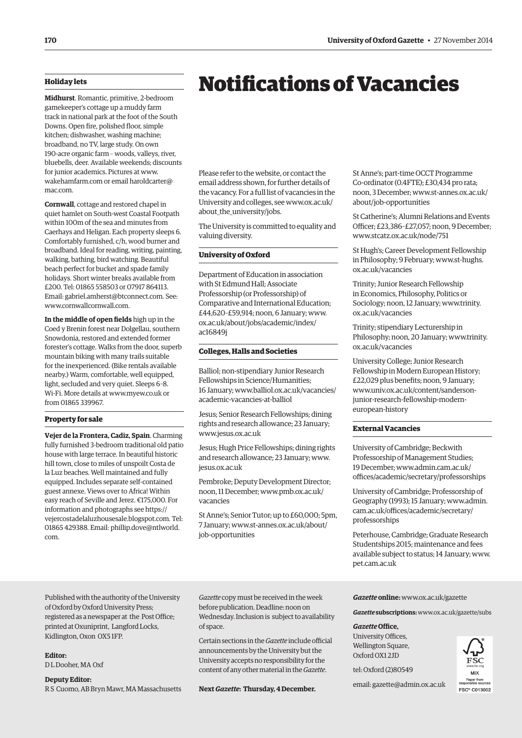### Holiday lets

**Midhurst**. Romantic, primitive, 2-bedroom gamekeeper's cottage up a muddy farm track in national park at the foot of the South Downs. Open fire, polished floor, simple kitchen; dishwasher, washing machine; broadband, no TV, large study. On own 190-acre organic farm – woods, valleys, river, bluebells, deer. Available weekends; discounts for junior academics. Pictures at www.wakehamfarm.com or email haroldcarter@mac.com.

**Cornwall**, cottage and restored chapel in quiet hamlet on South-west Coastal Footpath within 100m of the sea and minutes from Caerhays and Heligan. Each property sleeps 6. Comfortably furnished, c/h, wood burner and broadband. Ideal for reading, writing, painting, walking, bathing, bird watching. Beautiful beach perfect for bucket and spade family holidays. Short winter breaks available from £200. Tel: 01865 558503 or 07917 864113. Email: gabriel.amherst@btconnect.com. See: www.cornwallcornwall.com.

**In the middle of open fields** high up in the Coed y Brenin forest near Dolgellau, southern Snowdonia, restored and extended former forester's cottage. Walks from the door, superb mountain biking with many trails suitable for the inexperienced. (Bike rentals available nearby.) Warm, comfortable, well equipped, light, secluded and very quiet. Sleeps 6–8. Wi-Fi. More details at www.myew.co.uk or from 01865 339967.

### Property for sale

**Vejer de la Frontera, Cadiz, Spain**. Charming fully furnished 3-bedroom traditional old patio house with large terrace. In beautiful historic hill town, close to miles of unspoilt Costa de la Luz beaches. Well maintained and fully equipped. Includes separate self-contained guest annexe. Views over to Africa! Within easy reach of Seville and Jerez. €175,000. For information and photographs see https://vejercostadelaluzhousesale.blogspot.com. Tel: 01865 429388. Email: phillip.dove@ntlworld.com.

# Notifications of Vacancies

Please refer to the website, or contact the email address shown, for further details of the vacancy. For a full list of vacancies in the University and colleges, see www.ox.ac.uk/about_the_university/jobs.

The University is committed to equality and valuing diversity.

### University of Oxford

Department of Education in association with St Edmund Hall; Associate Professorship (or Professorship) of Comparative and International Education; £44,620–£59,914; noon, 6 January; www.ox.ac.uk/about/jobs/academic/index/ac16849j

### Colleges, Halls and Societies

Balliol; non-stipendiary Junior Research Fellowships in Science/Humanities; 16 January; www.balliol.ox.ac.uk/vacancies/academic-vacancies-at-balliol

Jesus; Senior Research Fellowships; dining rights and research allowance; 23 January; www.jesus.ox.ac.uk

Jesus; Hugh Price Fellowships; dining rights and research allowance; 23 January; www.jesus.ox.ac.uk

Pembroke; Deputy Development Director; noon, 11 December; www.pmb.ox.ac.uk/vacancies

St Anne's; Senior Tutor; up to £60,000; 5pm, 7 January; www.st-annes.ox.ac.uk/about/job-opportunities

St Anne's; part-time OCCT Programme Co-ordinator (0.4FTE); £30,434 pro rata; noon, 3 December; www.st-annes.ox.ac.uk/about/job-opportunities

St Catherine's; Alumni Relations and Events Officer; £23,386–£27,057; noon, 9 December; www.stcatz.ox.ac.uk/node/751

St Hugh's; Career Development Fellowship in Philosophy; 9 February; www.st-hughs.ox.ac.uk/vacancies

Trinity; Junior Research Fellowship in Economics, Philosophy, Politics or Sociology; noon, 12 January; www.trinity.ox.ac.uk/vacancies

Trinity; stipendiary Lecturership in Philosophy; noon, 20 January; www.trinity.ox.ac.uk/vacancies

University College; Junior Research Fellowship in Modern European History; £22,029 plus benefits; noon, 9 January; www.univ.ox.ac.uk/content/sanderson-junior-research-fellowship-modern-european-history

### External Vacancies

University of Cambridge; Beckwith Professorship of Management Studies; 19 December; www.admin.cam.ac.uk/offices/academic/secretary/professorships

University of Cambridge; Professorship of Geography (1993); 15 January; www.admin.cam.ac.uk/offices/academic/secretary/professorships

Peterhouse, Cambridge; Graduate Research Studentships 2015; maintenance and fees available subject to status; 14 January; www.pet.cam.ac.uk

Published with the authority of the University of Oxford by Oxford University Press; registered as a newspaper at the Post Office; printed at Oxuniprint, Langford Locks, Kidlington, Oxon OX5 1FP.

**Editor:**
D L Dooher, MA Oxf

**Deputy Editor:**
R S Cuomo, AB Bryn Mawr, MA Massachusetts

*Gazette* copy must be received in the week before publication. Deadline: noon on Wednesday. Inclusion is subject to availability of space.

Certain sections in the *Gazette* include official announcements by the University but the University accepts no responsibility for the content of any other material in the *Gazette*.

**Next *Gazette*: Thursday, 4 December.**

***Gazette* online:** www.ox.ac.uk/gazette

***Gazette* subscriptions:** www.ox.ac.uk/gazette/subs

***Gazette* Office,**
University Offices,
Wellington Square,
Oxford OX1 2JD

tel: Oxford (2)80549

email: gazette@admin.ox.ac.uk

FSC
www.fsc.org
MIX
Paper from responsible sources
FSC® C013002